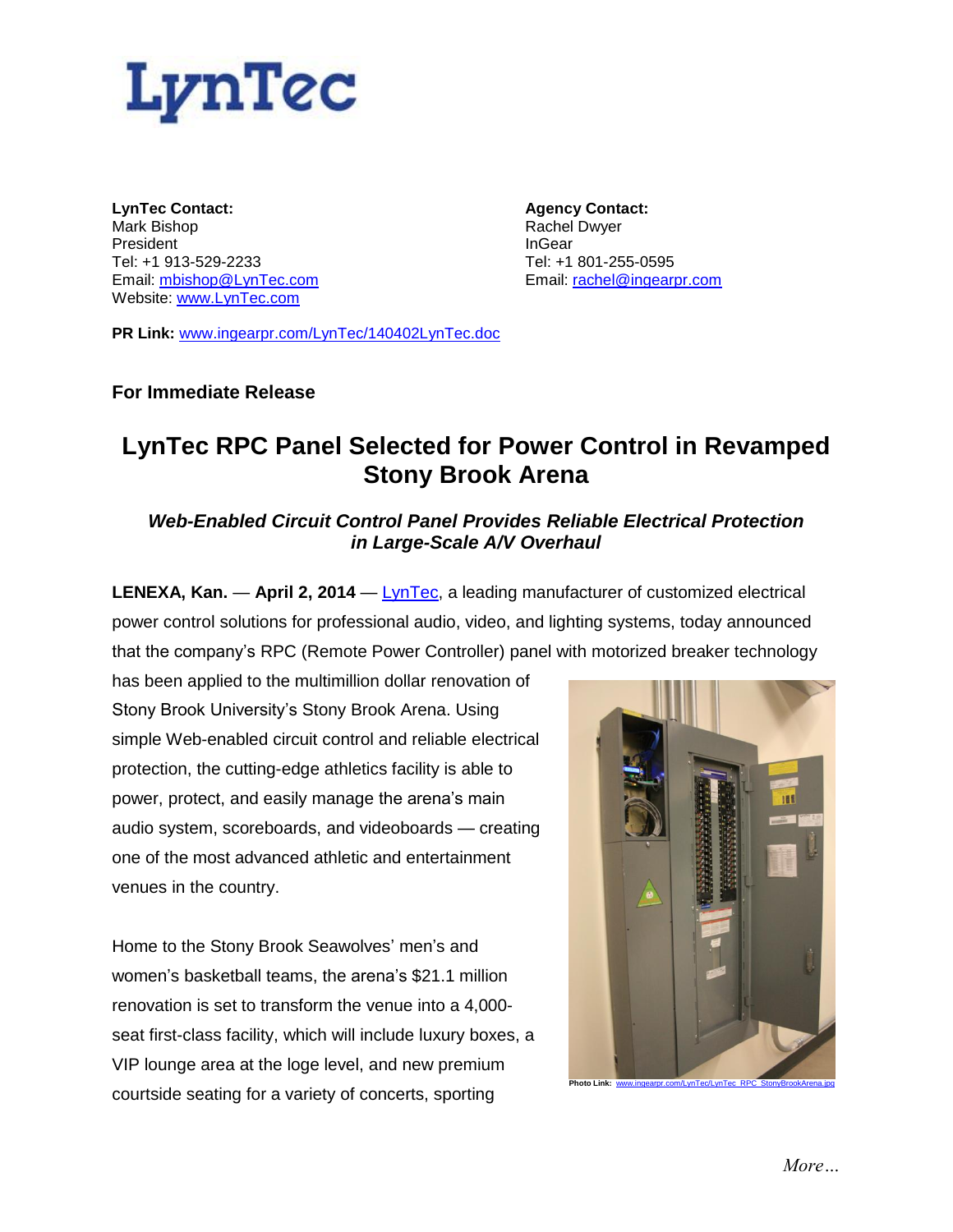LynTec

**LynTec Contact:**
Mark Bishop
President
Tel: +1 913-529-2233
Email: mbishop@LynTec.com
Website: www.LynTec.com

**Agency Contact:**
Rachel Dwyer
InGear
Tel: +1 801-255-0595
Email: rachel@ingearpr.com

**PR Link:** www.ingearpr.com/LynTec/140402LynTec.doc

**For Immediate Release**

# LynTec RPC Panel Selected for Power Control in Revamped Stony Brook Arena

### *Web-Enabled Circuit Control Panel Provides Reliable Electrical Protection in Large-Scale A/V Overhaul*

**LENEXA, Kan.** — **April 2, 2014** — LynTec, a leading manufacturer of customized electrical power control solutions for professional audio, video, and lighting systems, today announced that the company's RPC (Remote Power Controller) panel with motorized breaker technology has been applied to the multimillion dollar renovation of Stony Brook University's Stony Brook Arena. Using simple Web-enabled circuit control and reliable electrical protection, the cutting-edge athletics facility is able to power, protect, and easily manage the arena's main audio system, scoreboards, and videoboards — creating one of the most advanced athletic and entertainment venues in the country.

**Photo Link:** www.ingearpr.com/LynTec/LynTec_RPC_StonyBrookArena.jpg

Home to the Stony Brook Seawolves' men's and women's basketball teams, the arena's $21.1 million renovation is set to transform the venue into a 4,000-seat first-class facility, which will include luxury boxes, a VIP lounge area at the loge level, and new premium courtside seating for a variety of concerts, sporting

*More…*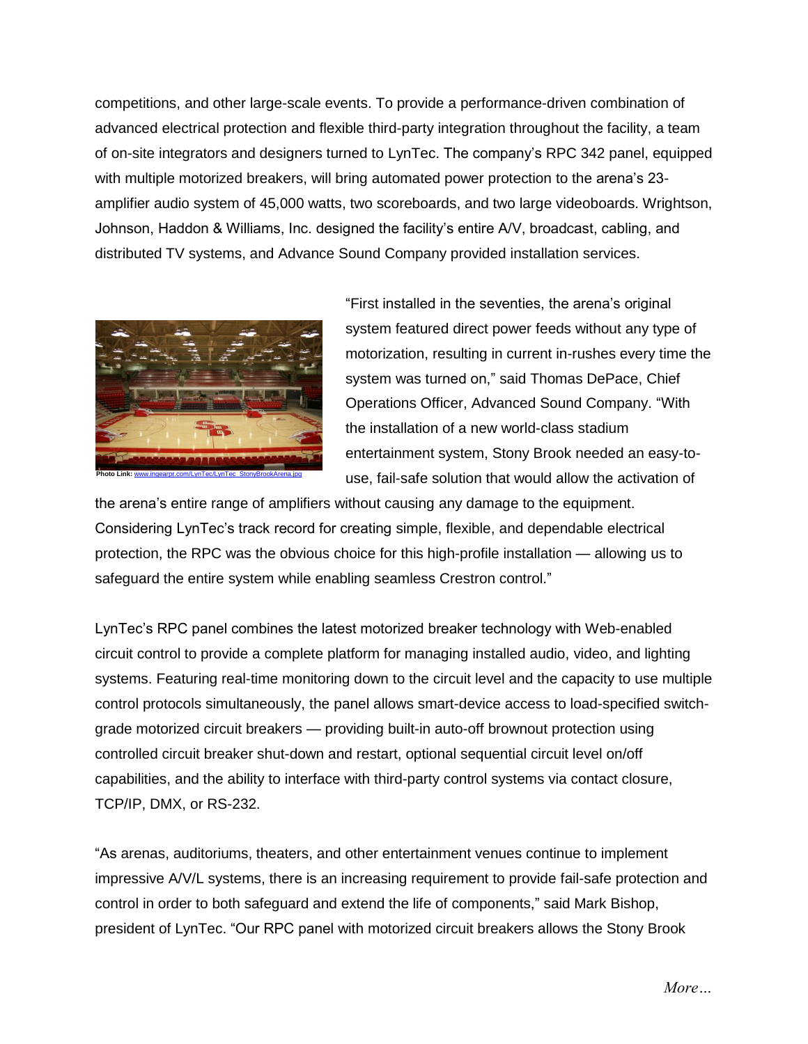competitions, and other large-scale events. To provide a performance-driven combination of advanced electrical protection and flexible third-party integration throughout the facility, a team of on-site integrators and designers turned to LynTec. The company's RPC 342 panel, equipped with multiple motorized breakers, will bring automated power protection to the arena's 23-amplifier audio system of 45,000 watts, two scoreboards, and two large videoboards. Wrightson, Johnson, Haddon & Williams, Inc. designed the facility's entire A/V, broadcast, cabling, and distributed TV systems, and Advance Sound Company provided installation services.

**Photo Link:** www.ingearpr.com/LynTec/LynTec_StonyBrookArena.jpg

"First installed in the seventies, the arena's original system featured direct power feeds without any type of motorization, resulting in current in-rushes every time the system was turned on," said Thomas DePace, Chief Operations Officer, Advanced Sound Company. "With the installation of a new world-class stadium entertainment system, Stony Brook needed an easy-to-use, fail-safe solution that would allow the activation of the arena's entire range of amplifiers without causing any damage to the equipment. Considering LynTec's track record for creating simple, flexible, and dependable electrical protection, the RPC was the obvious choice for this high-profile installation — allowing us to safeguard the entire system while enabling seamless Crestron control."

LynTec's RPC panel combines the latest motorized breaker technology with Web-enabled circuit control to provide a complete platform for managing installed audio, video, and lighting systems. Featuring real-time monitoring down to the circuit level and the capacity to use multiple control protocols simultaneously, the panel allows smart-device access to load-specified switch-grade motorized circuit breakers — providing built-in auto-off brownout protection using controlled circuit breaker shut-down and restart, optional sequential circuit level on/off capabilities, and the ability to interface with third-party control systems via contact closure, TCP/IP, DMX, or RS-232.

"As arenas, auditoriums, theaters, and other entertainment venues continue to implement impressive A/V/L systems, there is an increasing requirement to provide fail-safe protection and control in order to both safeguard and extend the life of components," said Mark Bishop, president of LynTec. "Our RPC panel with motorized circuit breakers allows the Stony Brook

*More…*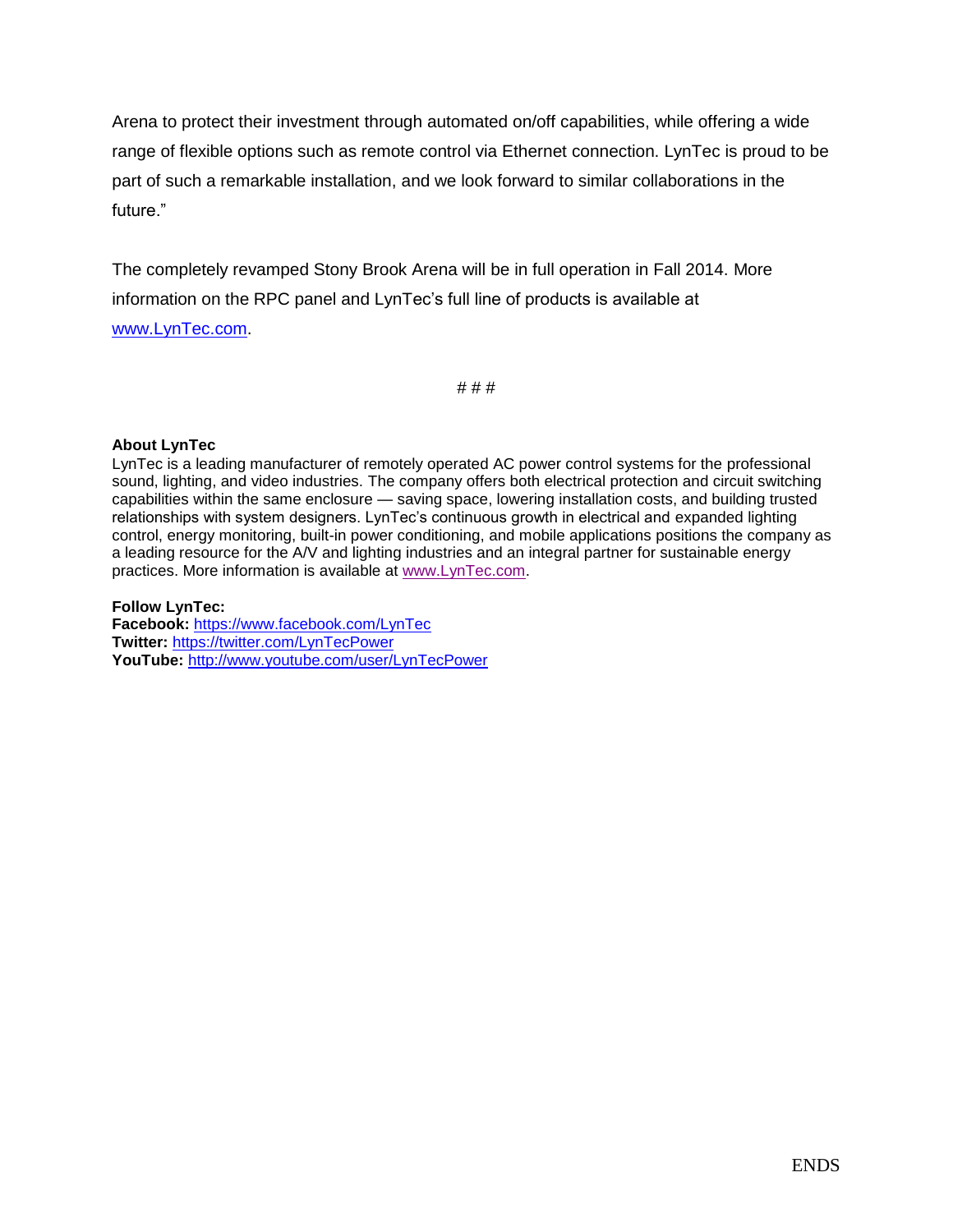Arena to protect their investment through automated on/off capabilities, while offering a wide range of flexible options such as remote control via Ethernet connection. LynTec is proud to be part of such a remarkable installation, and we look forward to similar collaborations in the future."

The completely revamped Stony Brook Arena will be in full operation in Fall 2014. More information on the RPC panel and LynTec's full line of products is available at [www.LynTec.com](http://www.LynTec.com).

# # #

**About LynTec**
LynTec is a leading manufacturer of remotely operated AC power control systems for the professional sound, lighting, and video industries. The company offers both electrical protection and circuit switching capabilities within the same enclosure — saving space, lowering installation costs, and building trusted relationships with system designers. LynTec's continuous growth in electrical and expanded lighting control, energy monitoring, built-in power conditioning, and mobile applications positions the company as a leading resource for the A/V and lighting industries and an integral partner for sustainable energy practices. More information is available at [www.LynTec.com](http://www.LynTec.com).

**Follow LynTec:**
**Facebook:** https://www.facebook.com/LynTec
**Twitter:** https://twitter.com/LynTecPower
**YouTube:** http://www.youtube.com/user/LynTecPower

ENDS